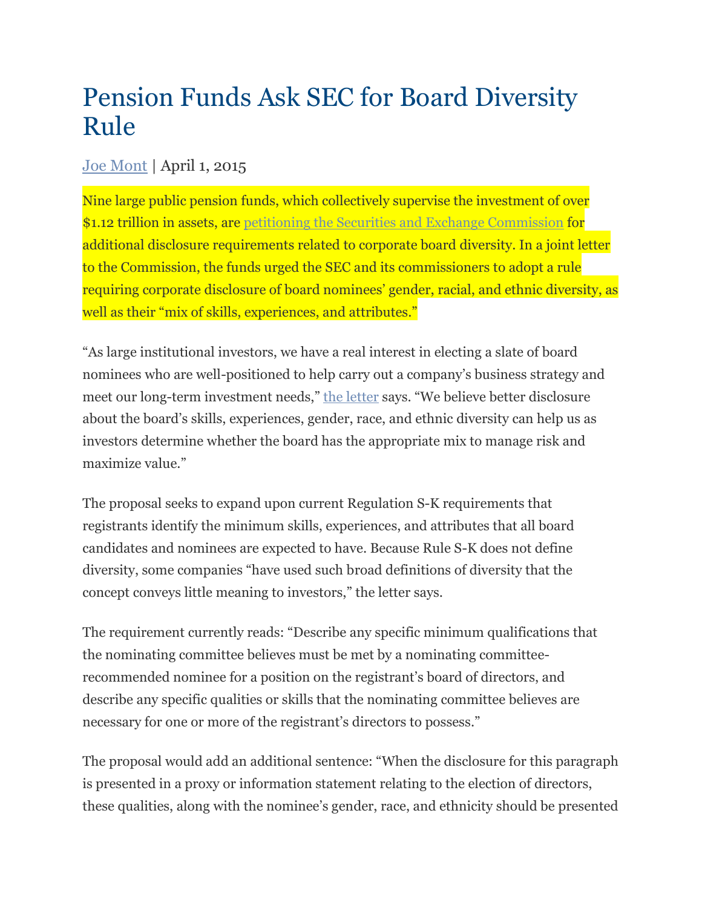# Pension Funds Ask SEC for Board Diversity Rule

Joe Mont | April 1, 2015

Nine large public pension funds, which collectively supervise the investment of over $1.12 trillion in assets, are petitioning the Securities and Exchange Commission for additional disclosure requirements related to corporate board diversity. In a joint letter to the Commission, the funds urged the SEC and its commissioners to adopt a rule requiring corporate disclosure of board nominees' gender, racial, and ethnic diversity, as well as their "mix of skills, experiences, and attributes."

"As large institutional investors, we have a real interest in electing a slate of board nominees who are well-positioned to help carry out a company's business strategy and meet our long-term investment needs," the letter says. "We believe better disclosure about the board's skills, experiences, gender, race, and ethnic diversity can help us as investors determine whether the board has the appropriate mix to manage risk and maximize value."

The proposal seeks to expand upon current Regulation S-K requirements that registrants identify the minimum skills, experiences, and attributes that all board candidates and nominees are expected to have. Because Rule S-K does not define diversity, some companies "have used such broad definitions of diversity that the concept conveys little meaning to investors," the letter says.

The requirement currently reads: "Describe any specific minimum qualifications that the nominating committee believes must be met by a nominating committee-recommended nominee for a position on the registrant's board of directors, and describe any specific qualities or skills that the nominating committee believes are necessary for one or more of the registrant's directors to possess."

The proposal would add an additional sentence: "When the disclosure for this paragraph is presented in a proxy or information statement relating to the election of directors, these qualities, along with the nominee's gender, race, and ethnicity should be presented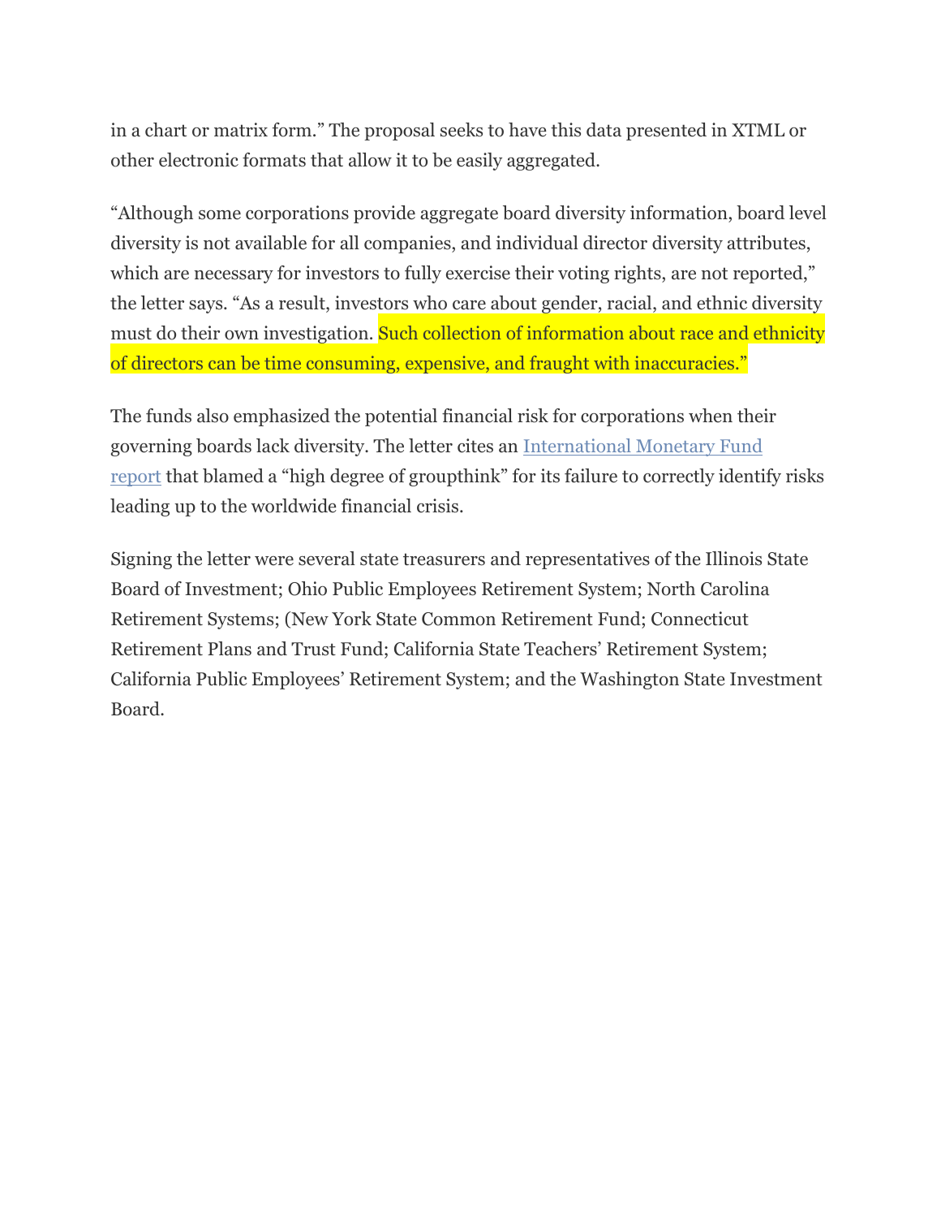in a chart or matrix form." The proposal seeks to have this data presented in XTML or other electronic formats that allow it to be easily aggregated.

"Although some corporations provide aggregate board diversity information, board level diversity is not available for all companies, and individual director diversity attributes, which are necessary for investors to fully exercise their voting rights, are not reported," the letter says. "As a result, investors who care about gender, racial, and ethnic diversity must do their own investigation. Such collection of information about race and ethnicity of directors can be time consuming, expensive, and fraught with inaccuracies."

The funds also emphasized the potential financial risk for corporations when their governing boards lack diversity. The letter cites an [International Monetary Fund report]() that blamed a "high degree of groupthink" for its failure to correctly identify risks leading up to the worldwide financial crisis.

Signing the letter were several state treasurers and representatives of the Illinois State Board of Investment; Ohio Public Employees Retirement System; North Carolina Retirement Systems; (New York State Common Retirement Fund; Connecticut Retirement Plans and Trust Fund; California State Teachers' Retirement System; California Public Employees' Retirement System; and the Washington State Investment Board.